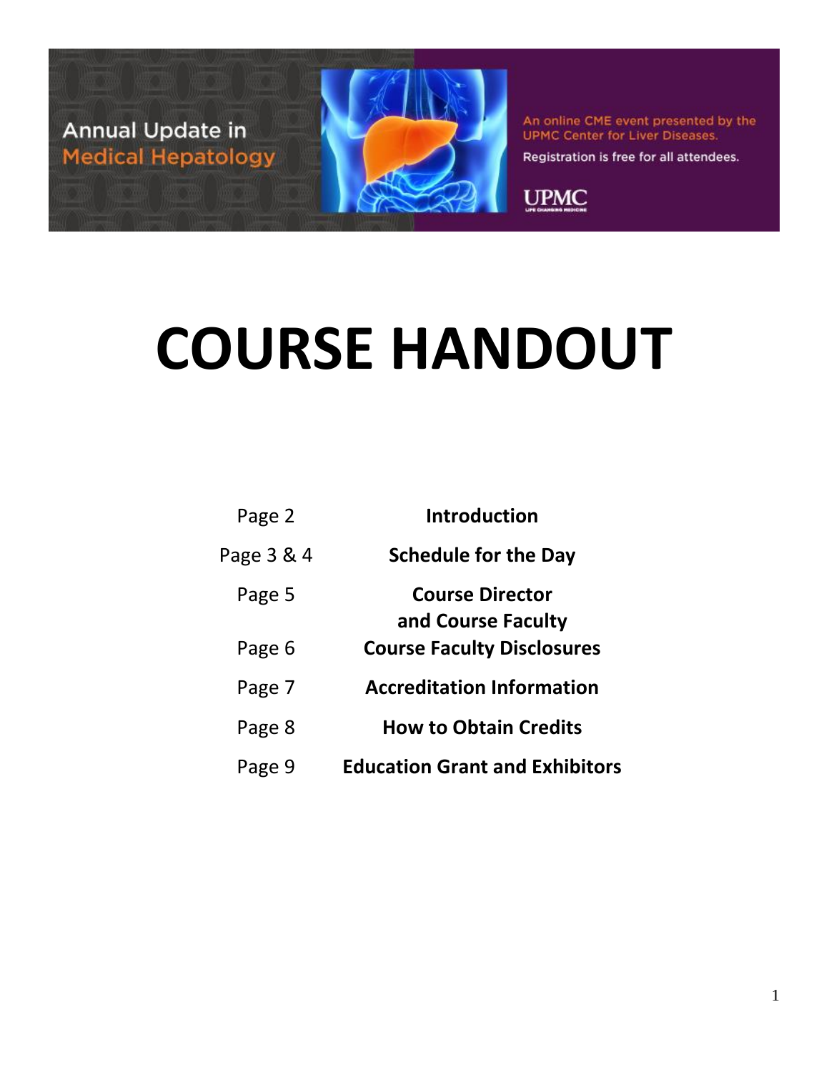Annual Update in
Medical Hepatology

An online CME event presented by the UPMC Center for Liver Diseases.

Registration is free for all attendees.

UPMC

# COURSE HANDOUT

| | |
|---|---|
| Page 2 | **Introduction** |
| Page 3 & 4 | **Schedule for the Day** |
| Page 5 | **Course Director and Course Faculty** |
| Page 6 | **Course Faculty Disclosures** |
| Page 7 | **Accreditation Information** |
| Page 8 | **How to Obtain Credits** |
| Page 9 | **Education Grant and Exhibitors** |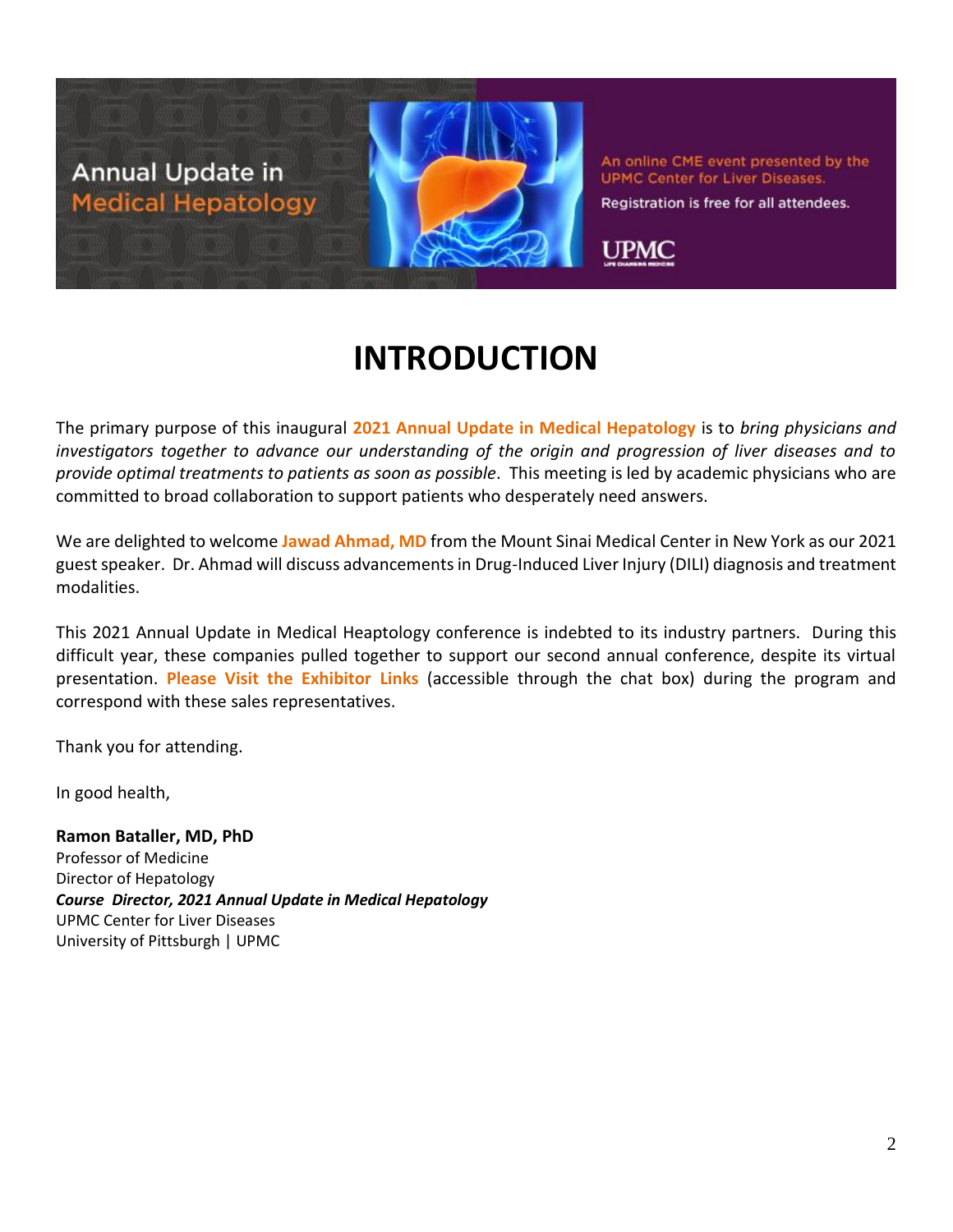Annual Update in **Medical Hepatology**

An online CME event presented by the UPMC Center for Liver Diseases.

Registration is free for all attendees.

UPMC

# INTRODUCTION

The primary purpose of this inaugural **2021 Annual Update in Medical Hepatology** is to *bring physicians and investigators together to advance our understanding of the origin and progression of liver diseases and to provide optimal treatments to patients as soon as possible*. This meeting is led by academic physicians who are committed to broad collaboration to support patients who desperately need answers.

We are delighted to welcome **Jawad Ahmad, MD** from the Mount Sinai Medical Center in New York as our 2021 guest speaker. Dr. Ahmad will discuss advancements in Drug-Induced Liver Injury (DILI) diagnosis and treatment modalities.

This 2021 Annual Update in Medical Heaptology conference is indebted to its industry partners. During this difficult year, these companies pulled together to support our second annual conference, despite its virtual presentation. **Please Visit the Exhibitor Links** (accessible through the chat box) during the program and correspond with these sales representatives.

Thank you for attending.

In good health,

**Ramon Bataller, MD, PhD**
Professor of Medicine
Director of Hepatology
***Course Director, 2021 Annual Update in Medical Hepatology***
UPMC Center for Liver Diseases
University of Pittsburgh | UPMC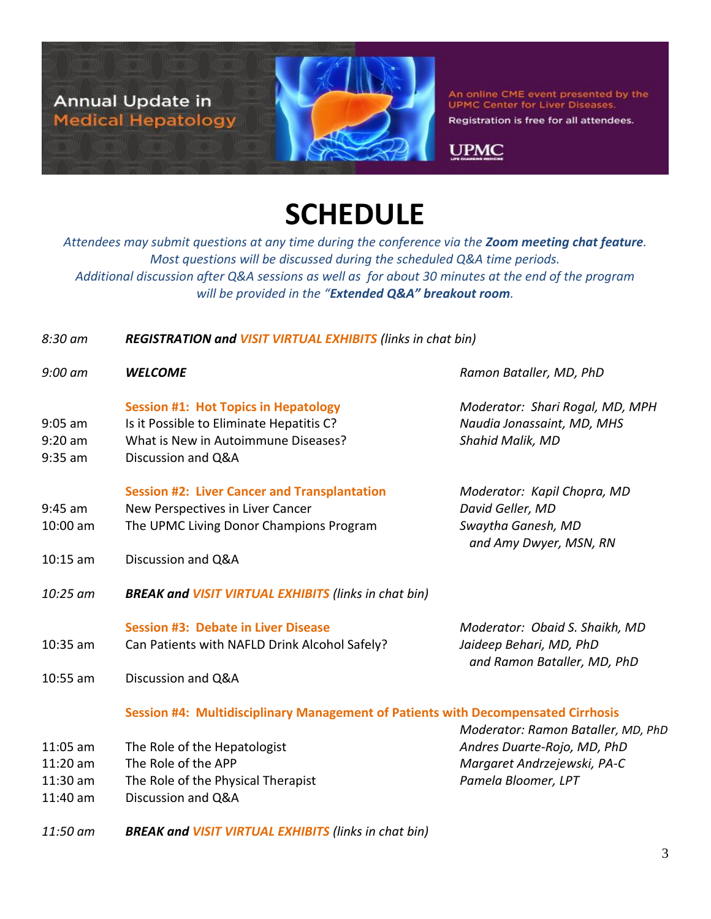Annual Update in Medical Hepatology

An online CME event presented by the UPMC Center for Liver Diseases.
Registration is free for all attendees.

UPMC

# SCHEDULE

*Attendees may submit questions at any time during the conference via the **Zoom meeting chat feature**. Most questions will be discussed during the scheduled Q&A time periods. Additional discussion after Q&A sessions as well as for about 30 minutes at the end of the program will be provided in the "**Extended Q&A" breakout room**.*

| Time | Session | Speaker |
|---|---|---|
| *8:30 am* | ***REGISTRATION and VISIT VIRTUAL EXHIBITS** (links in chat bin)* | |
| *9:00 am* | ***WELCOME*** | *Ramon Bataller, MD, PhD* |
| | **Session #1: Hot Topics in Hepatology** | *Moderator: Shari Rogal, MD, MPH* |
| 9:05 am | Is it Possible to Eliminate Hepatitis C? | *Naudia Jonassaint, MD, MHS* |
| 9:20 am | What is New in Autoimmune Diseases? | *Shahid Malik, MD* |
| 9:35 am | Discussion and Q&A | |
| | **Session #2: Liver Cancer and Transplantation** | *Moderator: Kapil Chopra, MD* |
| 9:45 am | New Perspectives in Liver Cancer | *David Geller, MD* |
| 10:00 am | The UPMC Living Donor Champions Program | *Swaytha Ganesh, MD and Amy Dwyer, MSN, RN* |
| 10:15 am | Discussion and Q&A | |
| *10:25 am* | ***BREAK and VISIT VIRTUAL EXHIBITS** (links in chat bin)* | |
| | **Session #3: Debate in Liver Disease** | *Moderator: Obaid S. Shaikh, MD* |
| 10:35 am | Can Patients with NAFLD Drink Alcohol Safely? | *Jaideep Behari, MD, PhD and Ramon Bataller, MD, PhD* |
| 10:55 am | Discussion and Q&A | |
| | **Session #4: Multidisciplinary Management of Patients with Decompensated Cirrhosis** | *Moderator: Ramon Bataller, MD, PhD* |
| 11:05 am | The Role of the Hepatologist | *Andres Duarte-Rojo, MD, PhD* |
| 11:20 am | The Role of the APP | *Margaret Andrzejewski, PA-C* |
| 11:30 am | The Role of the Physical Therapist | *Pamela Bloomer, LPT* |
| 11:40 am | Discussion and Q&A | |
| *11:50 am* | ***BREAK and VISIT VIRTUAL EXHIBITS** (links in chat bin)* | |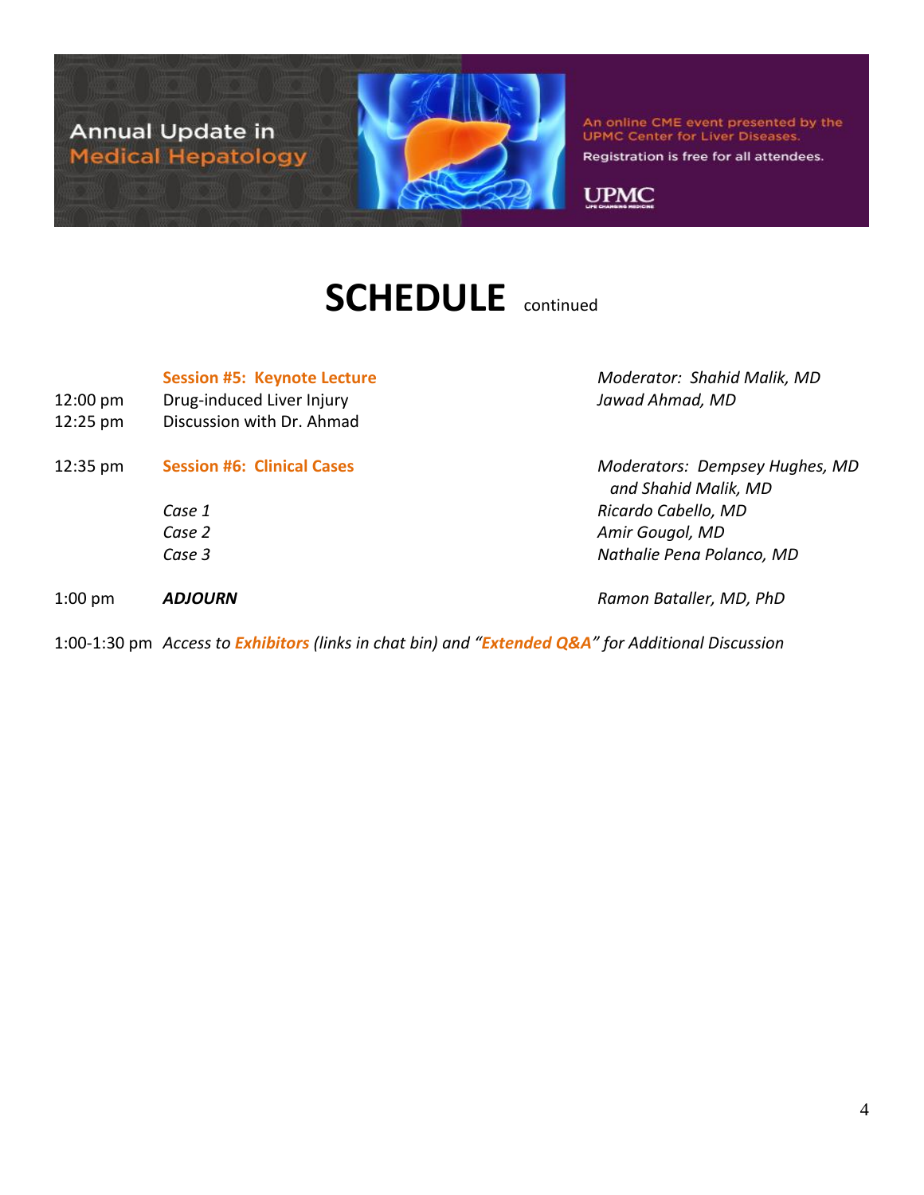Annual Update in **Medical Hepatology**

An online CME event presented by the UPMC Center for Liver Diseases.

Registration is free for all attendees.

UPMC

# SCHEDULE continued

| | | |
|---|---|---|
| | **Session #5: Keynote Lecture** | *Moderator: Shahid Malik, MD* |
| 12:00 pm | Drug-induced Liver Injury | *Jawad Ahmad, MD* |
| 12:25 pm | Discussion with Dr. Ahmad | |
| 12:35 pm | **Session #6: Clinical Cases** | *Moderators: Dempsey Hughes, MD and Shahid Malik, MD* |
| | *Case 1* | *Ricardo Cabello, MD* |
| | *Case 2* | *Amir Gougol, MD* |
| | *Case 3* | *Nathalie Pena Polanco, MD* |
| 1:00 pm | ***ADJOURN*** | *Ramon Bataller, MD, PhD* |

1:00-1:30 pm *Access to* ***Exhibitors*** *(links in chat bin) and "****Extended Q&A****" for Additional Discussion*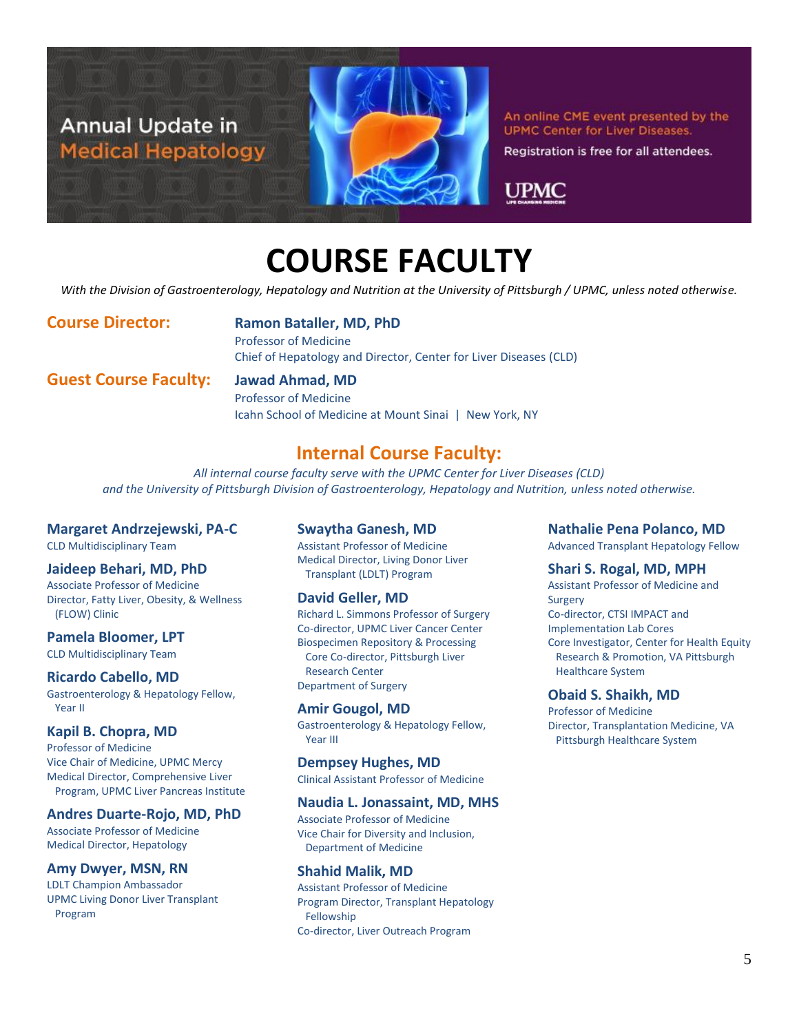Annual Update in Medical Hepatology

An online CME event presented by the UPMC Center for Liver Diseases.

Registration is free for all attendees.

UPMC

# COURSE FACULTY

*With the Division of Gastroenterology, Hepatology and Nutrition at the University of Pittsburgh / UPMC, unless noted otherwise.*

**Course Director:**

**Ramon Bataller, MD, PhD**
Professor of Medicine
Chief of Hepatology and Director, Center for Liver Diseases (CLD)

**Guest Course Faculty:**

**Jawad Ahmad, MD**
Professor of Medicine
Icahn School of Medicine at Mount Sinai | New York, NY

## Internal Course Faculty:

*All internal course faculty serve with the UPMC Center for Liver Diseases (CLD) and the University of Pittsburgh Division of Gastroenterology, Hepatology and Nutrition, unless noted otherwise.*

**Margaret Andrzejewski, PA-C**
CLD Multidisciplinary Team

**Jaideep Behari, MD, PhD**
Associate Professor of Medicine
Director, Fatty Liver, Obesity, & Wellness (FLOW) Clinic

**Pamela Bloomer, LPT**
CLD Multidisciplinary Team

**Ricardo Cabello, MD**
Gastroenterology & Hepatology Fellow, Year II

**Kapil B. Chopra, MD**
Professor of Medicine
Vice Chair of Medicine, UPMC Mercy
Medical Director, Comprehensive Liver Program, UPMC Liver Pancreas Institute

**Andres Duarte-Rojo, MD, PhD**
Associate Professor of Medicine
Medical Director, Hepatology

**Amy Dwyer, MSN, RN**
LDLT Champion Ambassador
UPMC Living Donor Liver Transplant Program

**Swaytha Ganesh, MD**
Assistant Professor of Medicine
Medical Director, Living Donor Liver Transplant (LDLT) Program

**David Geller, MD**
Richard L. Simmons Professor of Surgery
Co-director, UPMC Liver Cancer Center
Biospecimen Repository & Processing Core Co-director, Pittsburgh Liver Research Center
Department of Surgery

**Amir Gougol, MD**
Gastroenterology & Hepatology Fellow, Year III

**Dempsey Hughes, MD**
Clinical Assistant Professor of Medicine

**Naudia L. Jonassaint, MD, MHS**
Associate Professor of Medicine
Vice Chair for Diversity and Inclusion, Department of Medicine

**Shahid Malik, MD**
Assistant Professor of Medicine
Program Director, Transplant Hepatology Fellowship
Co-director, Liver Outreach Program

**Nathalie Pena Polanco, MD**
Advanced Transplant Hepatology Fellow

**Shari S. Rogal, MD, MPH**
Assistant Professor of Medicine and Surgery
Co-director, CTSI IMPACT and Implementation Lab Cores
Core Investigator, Center for Health Equity Research & Promotion, VA Pittsburgh Healthcare System

**Obaid S. Shaikh, MD**
Professor of Medicine
Director, Transplantation Medicine, VA Pittsburgh Healthcare System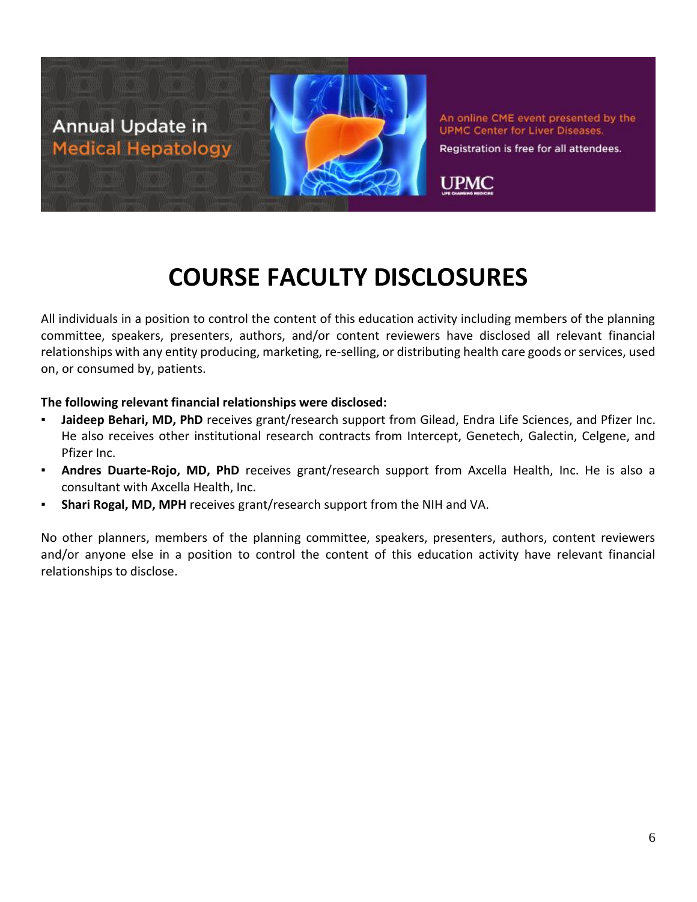Annual Update in Medical Hepatology

An online CME event presented by the UPMC Center for Liver Diseases.

Registration is free for all attendees.

UPMC

# COURSE FACULTY DISCLOSURES

All individuals in a position to control the content of this education activity including members of the planning committee, speakers, presenters, authors, and/or content reviewers have disclosed all relevant financial relationships with any entity producing, marketing, re-selling, or distributing health care goods or services, used on, or consumed by, patients.

**The following relevant financial relationships were disclosed:**

- **Jaideep Behari, MD, PhD** receives grant/research support from Gilead, Endra Life Sciences, and Pfizer Inc. He also receives other institutional research contracts from Intercept, Genetech, Galectin, Celgene, and Pfizer Inc.
- **Andres Duarte-Rojo, MD, PhD** receives grant/research support from Axcella Health, Inc. He is also a consultant with Axcella Health, Inc.
- **Shari Rogal, MD, MPH** receives grant/research support from the NIH and VA.

No other planners, members of the planning committee, speakers, presenters, authors, content reviewers and/or anyone else in a position to control the content of this education activity have relevant financial relationships to disclose.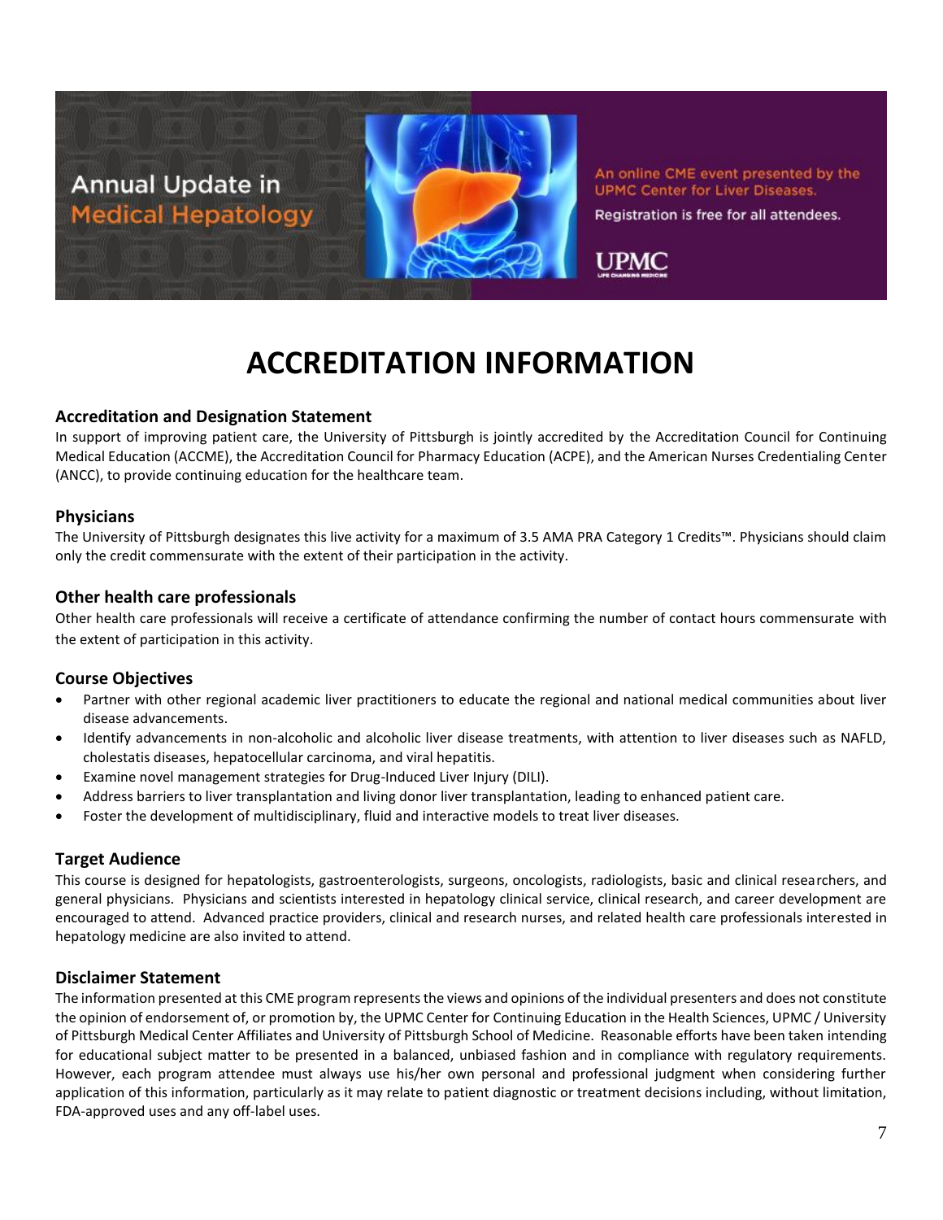Annual Update in Medical Hepatology

An online CME event presented by the UPMC Center for Liver Diseases.

Registration is free for all attendees.

UPMC

# ACCREDITATION INFORMATION

### Accreditation and Designation Statement

In support of improving patient care, the University of Pittsburgh is jointly accredited by the Accreditation Council for Continuing Medical Education (ACCME), the Accreditation Council for Pharmacy Education (ACPE), and the American Nurses Credentialing Center (ANCC), to provide continuing education for the healthcare team.

### Physicians

The University of Pittsburgh designates this live activity for a maximum of 3.5 AMA PRA Category 1 Credits™. Physicians should claim only the credit commensurate with the extent of their participation in the activity.

### Other health care professionals

Other health care professionals will receive a certificate of attendance confirming the number of contact hours commensurate with the extent of participation in this activity.

### Course Objectives

- Partner with other regional academic liver practitioners to educate the regional and national medical communities about liver disease advancements.
- Identify advancements in non-alcoholic and alcoholic liver disease treatments, with attention to liver diseases such as NAFLD, cholestatis diseases, hepatocellular carcinoma, and viral hepatitis.
- Examine novel management strategies for Drug-Induced Liver Injury (DILI).
- Address barriers to liver transplantation and living donor liver transplantation, leading to enhanced patient care.
- Foster the development of multidisciplinary, fluid and interactive models to treat liver diseases.

### Target Audience

This course is designed for hepatologists, gastroenterologists, surgeons, oncologists, radiologists, basic and clinical researchers, and general physicians. Physicians and scientists interested in hepatology clinical service, clinical research, and career development are encouraged to attend. Advanced practice providers, clinical and research nurses, and related health care professionals interested in hepatology medicine are also invited to attend.

### Disclaimer Statement

The information presented at this CME program represents the views and opinions of the individual presenters and does not constitute the opinion of endorsement of, or promotion by, the UPMC Center for Continuing Education in the Health Sciences, UPMC / University of Pittsburgh Medical Center Affiliates and University of Pittsburgh School of Medicine. Reasonable efforts have been taken intending for educational subject matter to be presented in a balanced, unbiased fashion and in compliance with regulatory requirements. However, each program attendee must always use his/her own personal and professional judgment when considering further application of this information, particularly as it may relate to patient diagnostic or treatment decisions including, without limitation, FDA-approved uses and any off-label uses.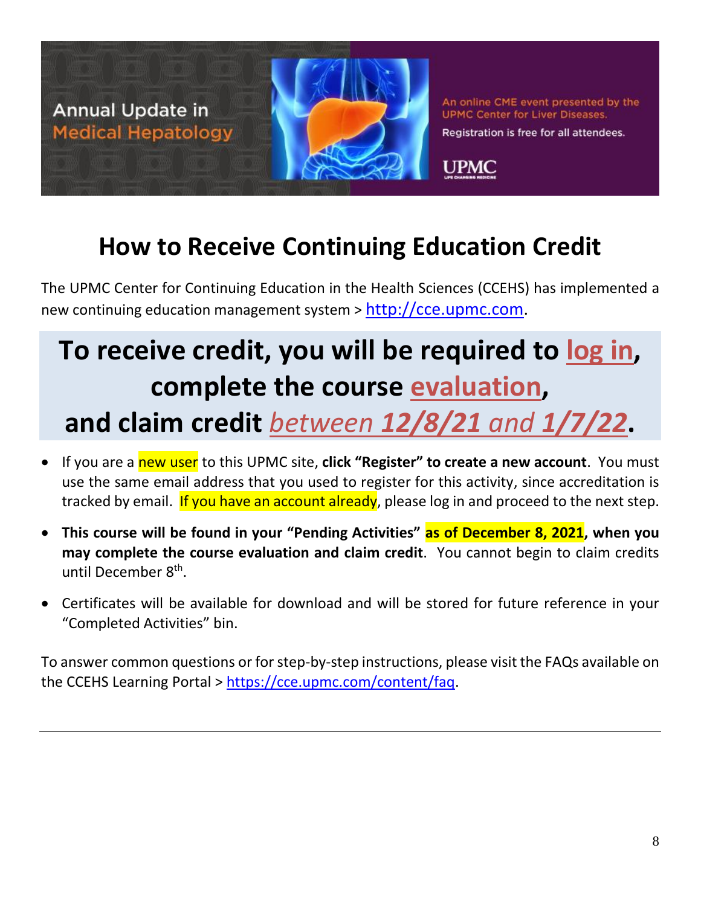Annual Update in Medical Hepatology

An online CME event presented by the UPMC Center for Liver Diseases.

Registration is free for all attendees.

UPMC

# How to Receive Continuing Education Credit

The UPMC Center for Continuing Education in the Health Sciences (CCEHS) has implemented a new continuing education management system > http://cce.upmc.com.

## To receive credit, you will be required to log in, complete the course evaluation, and claim credit *between 12/8/21 and 1/7/22*.

- If you are a new user to this UPMC site, **click "Register" to create a new account**. You must use the same email address that you used to register for this activity, since accreditation is tracked by email. If you have an account already, please log in and proceed to the next step.
- **This course will be found in your "Pending Activities" as of December 8, 2021, when you may complete the course evaluation and claim credit**. You cannot begin to claim credits until December 8th.
- Certificates will be available for download and will be stored for future reference in your "Completed Activities" bin.

To answer common questions or for step-by-step instructions, please visit the FAQs available on the CCEHS Learning Portal > https://cce.upmc.com/content/faq.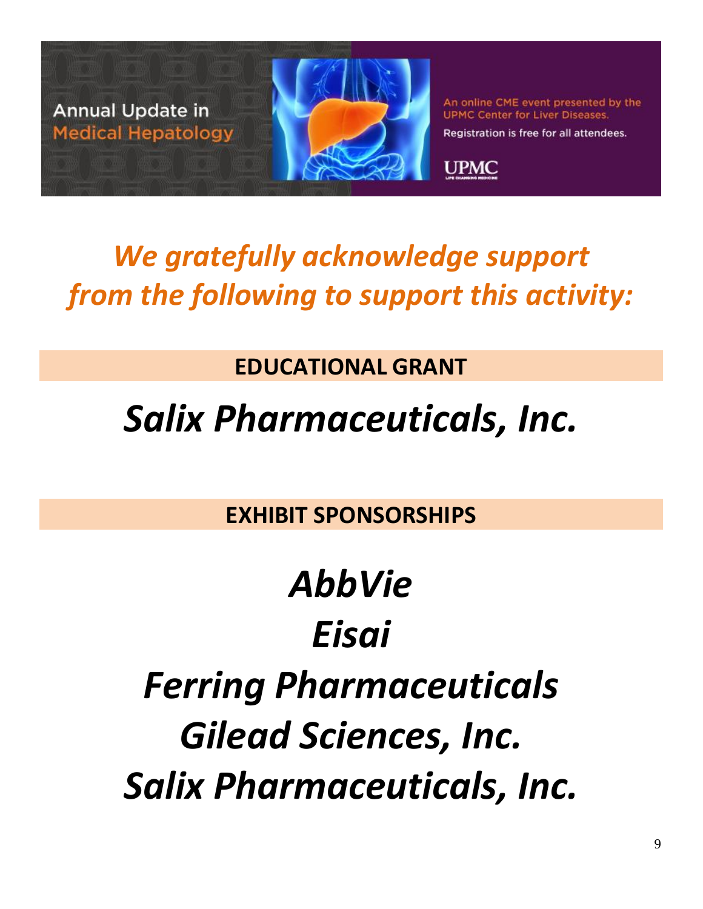Annual Update in Medical Hepatology

An online CME event presented by the UPMC Center for Liver Diseases.

Registration is free for all attendees.

UPMC

*We gratefully acknowledge support from the following to support this activity:*

## EDUCATIONAL GRANT

# *Salix Pharmaceuticals, Inc.*

## EXHIBIT SPONSORSHIPS

# *AbbVie*
# *Eisai*
# *Ferring Pharmaceuticals*
# *Gilead Sciences, Inc.*
# *Salix Pharmaceuticals, Inc.*